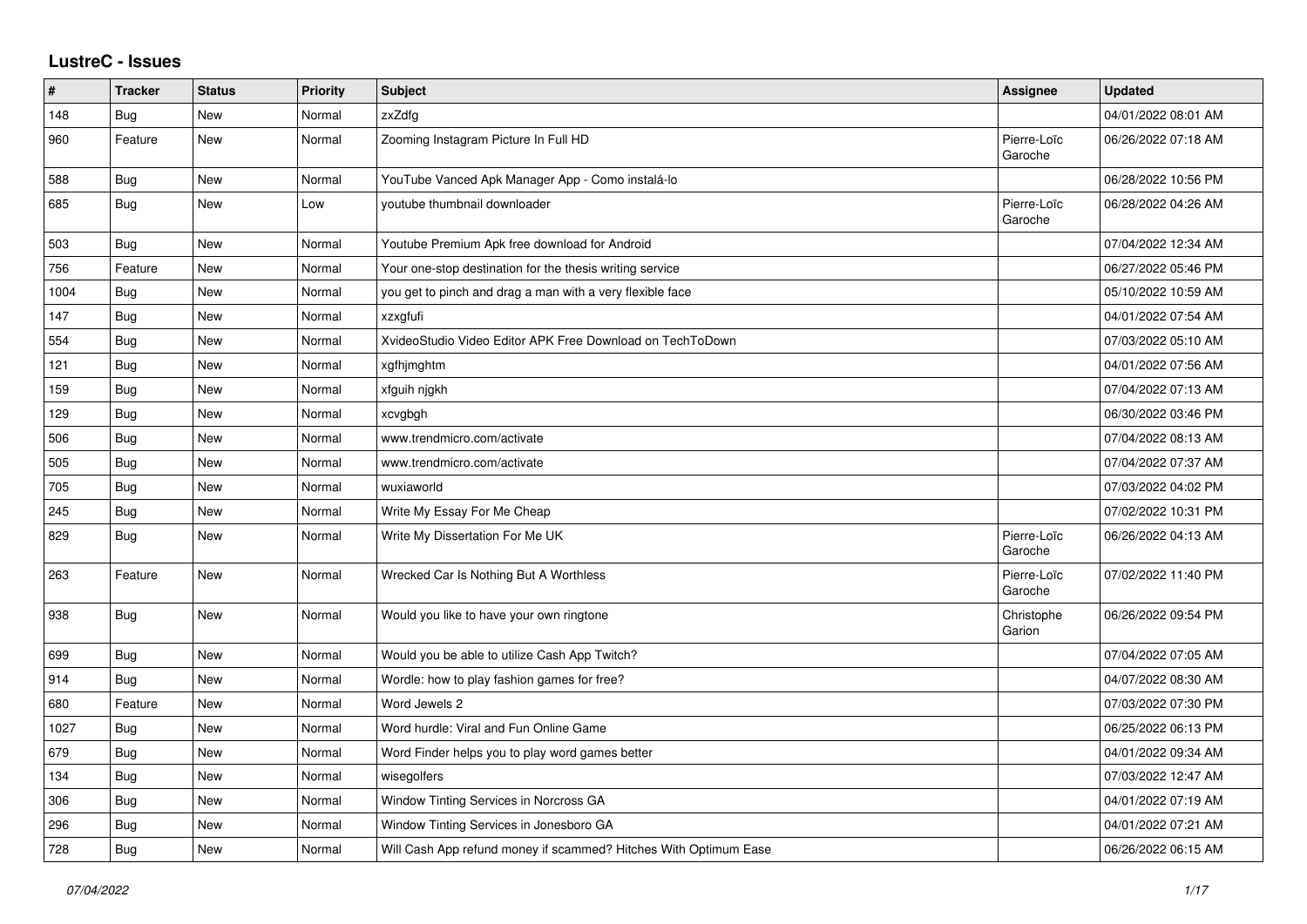## LustreC - Issues

| # | Tracker | Status | Priority | Subject | Assignee | Updated |
|---|---|---|---|---|---|---|
| 148 | Bug | New | Normal | zxZdfg | | 04/01/2022 08:01 AM |
| 960 | Feature | New | Normal | Zooming Instagram Picture In Full HD | Pierre-Loïc Garoche | 06/26/2022 07:18 AM |
| 588 | Bug | New | Normal | YouTube Vanced Apk Manager App - Como instalá-lo | | 06/28/2022 10:56 PM |
| 685 | Bug | New | Low | youtube thumbnail downloader | Pierre-Loïc Garoche | 06/28/2022 04:26 AM |
| 503 | Bug | New | Normal | Youtube Premium Apk free download for Android | | 07/04/2022 12:34 AM |
| 756 | Feature | New | Normal | Your one-stop destination for the thesis writing service | | 06/27/2022 05:46 PM |
| 1004 | Bug | New | Normal | you get to pinch and drag a man with a very flexible face | | 05/10/2022 10:59 AM |
| 147 | Bug | New | Normal | xzxgfufi | | 04/01/2022 07:54 AM |
| 554 | Bug | New | Normal | XvideoStudio Video Editor APK Free Download on TechToDown | | 07/03/2022 05:10 AM |
| 121 | Bug | New | Normal | xgfhjmghtm | | 04/01/2022 07:56 AM |
| 159 | Bug | New | Normal | xfguih njgkh | | 07/04/2022 07:13 AM |
| 129 | Bug | New | Normal | xcvgbgh | | 06/30/2022 03:46 PM |
| 506 | Bug | New | Normal | www.trendmicro.com/activate | | 07/04/2022 08:13 AM |
| 505 | Bug | New | Normal | www.trendmicro.com/activate | | 07/04/2022 07:37 AM |
| 705 | Bug | New | Normal | wuxiaworld | | 07/03/2022 04:02 PM |
| 245 | Bug | New | Normal | Write My Essay For Me Cheap | | 07/02/2022 10:31 PM |
| 829 | Bug | New | Normal | Write My Dissertation For Me UK | Pierre-Loïc Garoche | 06/26/2022 04:13 AM |
| 263 | Feature | New | Normal | Wrecked Car Is Nothing But A Worthless | Pierre-Loïc Garoche | 07/02/2022 11:40 PM |
| 938 | Bug | New | Normal | Would you like to have your own ringtone | Christophe Garion | 06/26/2022 09:54 PM |
| 699 | Bug | New | Normal | Would you be able to utilize Cash App Twitch? | | 07/04/2022 07:05 AM |
| 914 | Bug | New | Normal | Wordle: how to play fashion games for free? | | 04/07/2022 08:30 AM |
| 680 | Feature | New | Normal | Word Jewels 2 | | 07/03/2022 07:30 PM |
| 1027 | Bug | New | Normal | Word hurdle: Viral and Fun Online Game | | 06/25/2022 06:13 PM |
| 679 | Bug | New | Normal | Word Finder helps you to play word games better | | 04/01/2022 09:34 AM |
| 134 | Bug | New | Normal | wisegolfers | | 07/03/2022 12:47 AM |
| 306 | Bug | New | Normal | Window Tinting Services in Norcross GA | | 04/01/2022 07:19 AM |
| 296 | Bug | New | Normal | Window Tinting Services in Jonesboro GA | | 04/01/2022 07:21 AM |
| 728 | Bug | New | Normal | Will Cash App refund money if scammed? Hitches With Optimum Ease | | 06/26/2022 06:15 AM |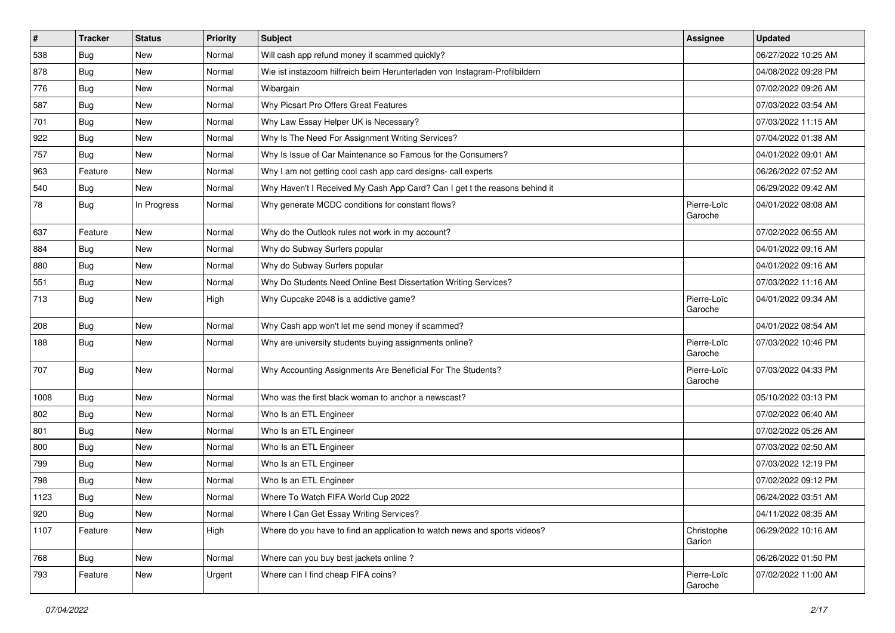| # | Tracker | Status | Priority | Subject | Assignee | Updated |
|---|---|---|---|---|---|---|
| 538 | Bug | New | Normal | Will cash app refund money if scammed quickly? | | 06/27/2022 10:25 AM |
| 878 | Bug | New | Normal | Wie ist instazoom hilfreich beim Herunterladen von Instagram-Profilbildern | | 04/08/2022 09:28 PM |
| 776 | Bug | New | Normal | Wibargain | | 07/02/2022 09:26 AM |
| 587 | Bug | New | Normal | Why Picsart Pro Offers Great Features | | 07/03/2022 03:54 AM |
| 701 | Bug | New | Normal | Why Law Essay Helper UK is Necessary? | | 07/03/2022 11:15 AM |
| 922 | Bug | New | Normal | Why Is The Need For Assignment Writing Services? | | 07/04/2022 01:38 AM |
| 757 | Bug | New | Normal | Why Is Issue of Car Maintenance so Famous for the Consumers? | | 04/01/2022 09:01 AM |
| 963 | Feature | New | Normal | Why I am not getting cool cash app card designs- call experts | | 06/26/2022 07:52 AM |
| 540 | Bug | New | Normal | Why Haven't I Received My Cash App Card? Can I get t the reasons behind it | | 06/29/2022 09:42 AM |
| 78 | Bug | In Progress | Normal | Why generate MCDC conditions for constant flows? | Pierre-Loïc Garoche | 04/01/2022 08:08 AM |
| 637 | Feature | New | Normal | Why do the Outlook rules not work in my account? | | 07/02/2022 06:55 AM |
| 884 | Bug | New | Normal | Why do Subway Surfers popular | | 04/01/2022 09:16 AM |
| 880 | Bug | New | Normal | Why do Subway Surfers popular | | 04/01/2022 09:16 AM |
| 551 | Bug | New | Normal | Why Do Students Need Online Best Dissertation Writing Services? | | 07/03/2022 11:16 AM |
| 713 | Bug | New | High | Why Cupcake 2048 is a addictive game? | Pierre-Loïc Garoche | 04/01/2022 09:34 AM |
| 208 | Bug | New | Normal | Why Cash app won't let me send money if scammed? | | 04/01/2022 08:54 AM |
| 188 | Bug | New | Normal | Why are university students buying assignments online? | Pierre-Loïc Garoche | 07/03/2022 10:46 PM |
| 707 | Bug | New | Normal | Why Accounting Assignments Are Beneficial For The Students? | Pierre-Loïc Garoche | 07/03/2022 04:33 PM |
| 1008 | Bug | New | Normal | Who was the first black woman to anchor a newscast? | | 05/10/2022 03:13 PM |
| 802 | Bug | New | Normal | Who Is an ETL Engineer | | 07/02/2022 06:40 AM |
| 801 | Bug | New | Normal | Who Is an ETL Engineer | | 07/02/2022 05:26 AM |
| 800 | Bug | New | Normal | Who Is an ETL Engineer | | 07/03/2022 02:50 AM |
| 799 | Bug | New | Normal | Who Is an ETL Engineer | | 07/03/2022 12:19 PM |
| 798 | Bug | New | Normal | Who Is an ETL Engineer | | 07/02/2022 09:12 PM |
| 1123 | Bug | New | Normal | Where To Watch FIFA World Cup 2022 | | 06/24/2022 03:51 AM |
| 920 | Bug | New | Normal | Where I Can Get Essay Writing Services? | | 04/11/2022 08:35 AM |
| 1107 | Feature | New | High | Where do you have to find an application to watch news and sports videos? | Christophe Garion | 06/29/2022 10:16 AM |
| 768 | Bug | New | Normal | Where can you buy best jackets online ? | | 06/26/2022 01:50 PM |
| 793 | Feature | New | Urgent | Where can I find cheap FIFA coins? | Pierre-Loïc Garoche | 07/02/2022 11:00 AM |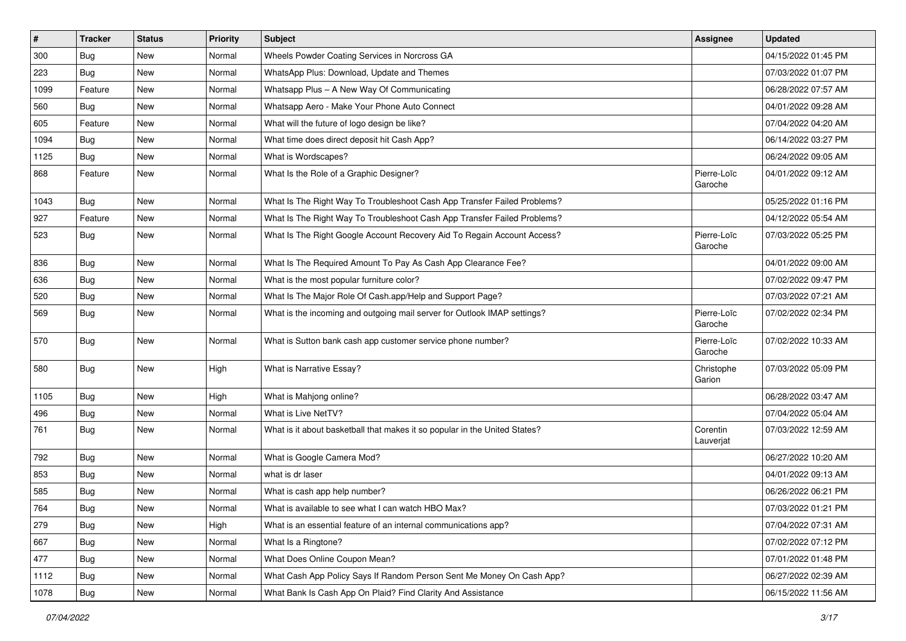| # | Tracker | Status | Priority | Subject | Assignee | Updated |
|---|---|---|---|---|---|---|
| 300 | Bug | New | Normal | Wheels Powder Coating Services in Norcross GA | | 04/15/2022 01:45 PM |
| 223 | Bug | New | Normal | WhatsApp Plus: Download, Update and Themes | | 07/03/2022 01:07 PM |
| 1099 | Feature | New | Normal | Whatsapp Plus – A New Way Of Communicating | | 06/28/2022 07:57 AM |
| 560 | Bug | New | Normal | Whatsapp Aero - Make Your Phone Auto Connect | | 04/01/2022 09:28 AM |
| 605 | Feature | New | Normal | What will the future of logo design be like? | | 07/04/2022 04:20 AM |
| 1094 | Bug | New | Normal | What time does direct deposit hit Cash App? | | 06/14/2022 03:27 PM |
| 1125 | Bug | New | Normal | What is Wordscapes? | | 06/24/2022 09:05 AM |
| 868 | Feature | New | Normal | What Is the Role of a Graphic Designer? | Pierre-Loïc Garoche | 04/01/2022 09:12 AM |
| 1043 | Bug | New | Normal | What Is The Right Way To Troubleshoot Cash App Transfer Failed Problems? | | 05/25/2022 01:16 PM |
| 927 | Feature | New | Normal | What Is The Right Way To Troubleshoot Cash App Transfer Failed Problems? | | 04/12/2022 05:54 AM |
| 523 | Bug | New | Normal | What Is The Right Google Account Recovery Aid To Regain Account Access? | Pierre-Loïc Garoche | 07/03/2022 05:25 PM |
| 836 | Bug | New | Normal | What Is The Required Amount To Pay As Cash App Clearance Fee? | | 04/01/2022 09:00 AM |
| 636 | Bug | New | Normal | What is the most popular furniture color? | | 07/02/2022 09:47 PM |
| 520 | Bug | New | Normal | What Is The Major Role Of Cash.app/Help and Support Page? | | 07/03/2022 07:21 AM |
| 569 | Bug | New | Normal | What is the incoming and outgoing mail server for Outlook IMAP settings? | Pierre-Loïc Garoche | 07/02/2022 02:34 PM |
| 570 | Bug | New | Normal | What is Sutton bank cash app customer service phone number? | Pierre-Loïc Garoche | 07/02/2022 10:33 AM |
| 580 | Bug | New | High | What is Narrative Essay? | Christophe Garion | 07/03/2022 05:09 PM |
| 1105 | Bug | New | High | What is Mahjong online? | | 06/28/2022 03:47 AM |
| 496 | Bug | New | Normal | What is Live NetTV? | | 07/04/2022 05:04 AM |
| 761 | Bug | New | Normal | What is it about basketball that makes it so popular in the United States? | Corentin Lauverjat | 07/03/2022 12:59 AM |
| 792 | Bug | New | Normal | What is Google Camera Mod? | | 06/27/2022 10:20 AM |
| 853 | Bug | New | Normal | what is dr laser | | 04/01/2022 09:13 AM |
| 585 | Bug | New | Normal | What is cash app help number? | | 06/26/2022 06:21 PM |
| 764 | Bug | New | Normal | What is available to see what I can watch HBO Max? | | 07/03/2022 01:21 PM |
| 279 | Bug | New | High | What is an essential feature of an internal communications app? | | 07/04/2022 07:31 AM |
| 667 | Bug | New | Normal | What Is a Ringtone? | | 07/02/2022 07:12 PM |
| 477 | Bug | New | Normal | What Does Online Coupon Mean? | | 07/01/2022 01:48 PM |
| 1112 | Bug | New | Normal | What Cash App Policy Says If Random Person Sent Me Money On Cash App? | | 06/27/2022 02:39 AM |
| 1078 | Bug | New | Normal | What Bank Is Cash App On Plaid? Find Clarity And Assistance | | 06/15/2022 11:56 AM |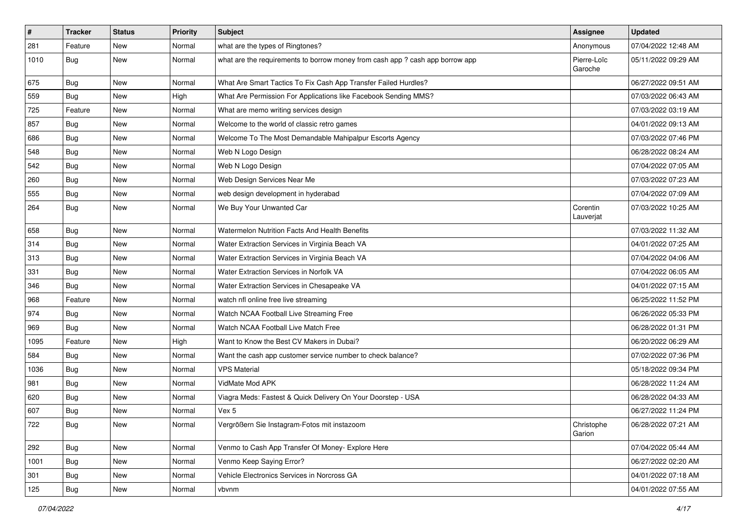| # | Tracker | Status | Priority | Subject | Assignee | Updated |
|---|---|---|---|---|---|---|
| 281 | Feature | New | Normal | what are the types of Ringtones? | Anonymous | 07/04/2022 12:48 AM |
| 1010 | Bug | New | Normal | what are the requirements to borrow money from cash app ? cash app borrow app | Pierre-Loïc Garoche | 05/11/2022 09:29 AM |
| 675 | Bug | New | Normal | What Are Smart Tactics To Fix Cash App Transfer Failed Hurdles? | | 06/27/2022 09:51 AM |
| 559 | Bug | New | High | What Are Permission For Applications like Facebook Sending MMS? | | 07/03/2022 06:43 AM |
| 725 | Feature | New | Normal | What are memo writing services design | | 07/03/2022 03:19 AM |
| 857 | Bug | New | Normal | Welcome to the world of classic retro games | | 04/01/2022 09:13 AM |
| 686 | Bug | New | Normal | Welcome To The Most Demandable Mahipalpur Escorts Agency | | 07/03/2022 07:46 PM |
| 548 | Bug | New | Normal | Web N Logo Design | | 06/28/2022 08:24 AM |
| 542 | Bug | New | Normal | Web N Logo Design | | 07/04/2022 07:05 AM |
| 260 | Bug | New | Normal | Web Design Services Near Me | | 07/03/2022 07:23 AM |
| 555 | Bug | New | Normal | web design development in hyderabad | | 07/04/2022 07:09 AM |
| 264 | Bug | New | Normal | We Buy Your Unwanted Car | Corentin Lauverjat | 07/03/2022 10:25 AM |
| 658 | Bug | New | Normal | Watermelon Nutrition Facts And Health Benefits | | 07/03/2022 11:32 AM |
| 314 | Bug | New | Normal | Water Extraction Services in Virginia Beach VA | | 04/01/2022 07:25 AM |
| 313 | Bug | New | Normal | Water Extraction Services in Virginia Beach VA | | 07/04/2022 04:06 AM |
| 331 | Bug | New | Normal | Water Extraction Services in Norfolk VA | | 07/04/2022 06:05 AM |
| 346 | Bug | New | Normal | Water Extraction Services in Chesapeake VA | | 04/01/2022 07:15 AM |
| 968 | Feature | New | Normal | watch nfl online free live streaming | | 06/25/2022 11:52 PM |
| 974 | Bug | New | Normal | Watch NCAA Football Live Streaming Free | | 06/26/2022 05:33 PM |
| 969 | Bug | New | Normal | Watch NCAA Football Live Match Free | | 06/28/2022 01:31 PM |
| 1095 | Feature | New | High | Want to Know the Best CV Makers in Dubai? | | 06/20/2022 06:29 AM |
| 584 | Bug | New | Normal | Want the cash app customer service number to check balance? | | 07/02/2022 07:36 PM |
| 1036 | Bug | New | Normal | VPS Material | | 05/18/2022 09:34 PM |
| 981 | Bug | New | Normal | VidMate Mod APK | | 06/28/2022 11:24 AM |
| 620 | Bug | New | Normal | Viagra Meds: Fastest & Quick Delivery On Your Doorstep - USA | | 06/28/2022 04:33 AM |
| 607 | Bug | New | Normal | Vex 5 | | 06/27/2022 11:24 PM |
| 722 | Bug | New | Normal | Vergrößern Sie Instagram-Fotos mit instazoom | Christophe Garion | 06/28/2022 07:21 AM |
| 292 | Bug | New | Normal | Venmo to Cash App Transfer Of Money- Explore Here | | 07/04/2022 05:44 AM |
| 1001 | Bug | New | Normal | Venmo Keep Saying Error? | | 06/27/2022 02:20 AM |
| 301 | Bug | New | Normal | Vehicle Electronics Services in Norcross GA | | 04/01/2022 07:18 AM |
| 125 | Bug | New | Normal | vbvnm | | 04/01/2022 07:55 AM |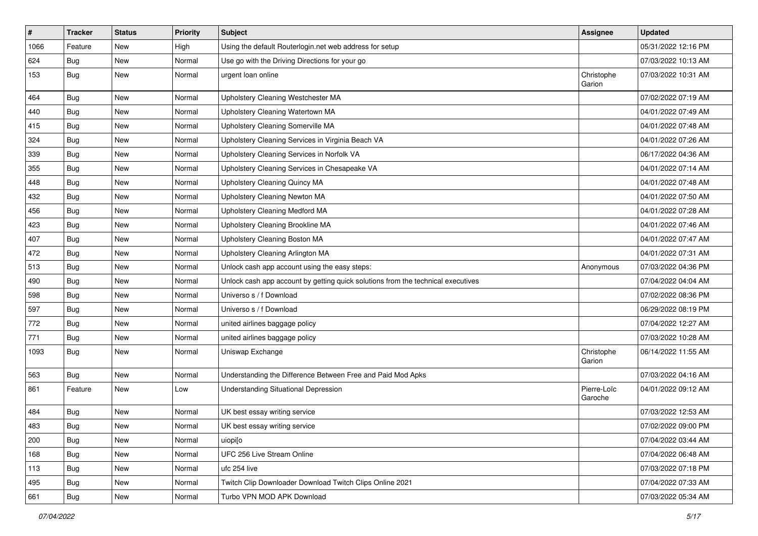| # | Tracker | Status | Priority | Subject | Assignee | Updated |
|---|---|---|---|---|---|---|
| 1066 | Feature | New | High | Using the default Routerlogin.net web address for setup | | 05/31/2022 12:16 PM |
| 624 | Bug | New | Normal | Use go with the Driving Directions for your go | | 07/03/2022 10:13 AM |
| 153 | Bug | New | Normal | urgent loan online | Christophe Garion | 07/03/2022 10:31 AM |
| 464 | Bug | New | Normal | Upholstery Cleaning Westchester MA | | 07/02/2022 07:19 AM |
| 440 | Bug | New | Normal | Upholstery Cleaning Watertown MA | | 04/01/2022 07:49 AM |
| 415 | Bug | New | Normal | Upholstery Cleaning Somerville MA | | 04/01/2022 07:48 AM |
| 324 | Bug | New | Normal | Upholstery Cleaning Services in Virginia Beach VA | | 04/01/2022 07:26 AM |
| 339 | Bug | New | Normal | Upholstery Cleaning Services in Norfolk VA | | 06/17/2022 04:36 AM |
| 355 | Bug | New | Normal | Upholstery Cleaning Services in Chesapeake VA | | 04/01/2022 07:14 AM |
| 448 | Bug | New | Normal | Upholstery Cleaning Quincy MA | | 04/01/2022 07:48 AM |
| 432 | Bug | New | Normal | Upholstery Cleaning Newton MA | | 04/01/2022 07:50 AM |
| 456 | Bug | New | Normal | Upholstery Cleaning Medford MA | | 04/01/2022 07:28 AM |
| 423 | Bug | New | Normal | Upholstery Cleaning Brookline MA | | 04/01/2022 07:46 AM |
| 407 | Bug | New | Normal | Upholstery Cleaning Boston MA | | 04/01/2022 07:47 AM |
| 472 | Bug | New | Normal | Upholstery Cleaning Arlington MA | | 04/01/2022 07:31 AM |
| 513 | Bug | New | Normal | Unlock cash app account using the easy steps: | Anonymous | 07/03/2022 04:36 PM |
| 490 | Bug | New | Normal | Unlock cash app account by getting quick solutions from the technical executives | | 07/04/2022 04:04 AM |
| 598 | Bug | New | Normal | Universo s / f Download | | 07/02/2022 08:36 PM |
| 597 | Bug | New | Normal | Universo s / f Download | | 06/29/2022 08:19 PM |
| 772 | Bug | New | Normal | united airlines baggage policy | | 07/04/2022 12:27 AM |
| 771 | Bug | New | Normal | united airlines baggage policy | | 07/03/2022 10:28 AM |
| 1093 | Bug | New | Normal | Uniswap Exchange | Christophe Garion | 06/14/2022 11:55 AM |
| 563 | Bug | New | Normal | Understanding the Difference Between Free and Paid Mod Apks | | 07/03/2022 04:16 AM |
| 861 | Feature | New | Low | Understanding Situational Depression | Pierre-Loïc Garoche | 04/01/2022 09:12 AM |
| 484 | Bug | New | Normal | UK best essay writing service | | 07/03/2022 12:53 AM |
| 483 | Bug | New | Normal | UK best essay writing service | | 07/02/2022 09:00 PM |
| 200 | Bug | New | Normal | uiopi[o | | 07/04/2022 03:44 AM |
| 168 | Bug | New | Normal | UFC 256 Live Stream Online | | 07/04/2022 06:48 AM |
| 113 | Bug | New | Normal | ufc 254 live | | 07/03/2022 07:18 PM |
| 495 | Bug | New | Normal | Twitch Clip Downloader Download Twitch Clips Online 2021 | | 07/04/2022 07:33 AM |
| 661 | Bug | New | Normal | Turbo VPN MOD APK Download | | 07/03/2022 05:34 AM |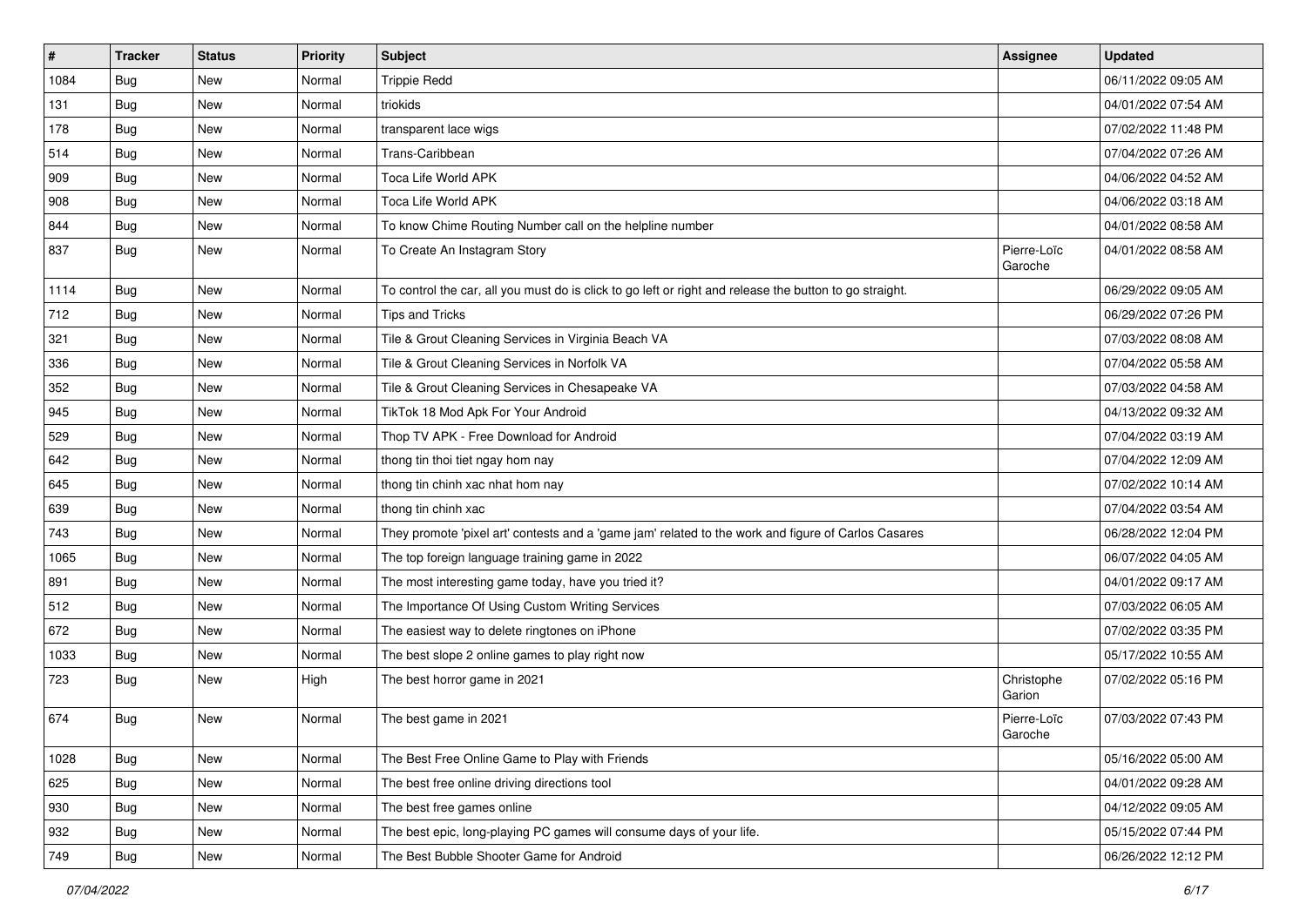| # | Tracker | Status | Priority | Subject | Assignee | Updated |
|---|---|---|---|---|---|---|
| 1084 | Bug | New | Normal | Trippie Redd | | 06/11/2022 09:05 AM |
| 131 | Bug | New | Normal | triokids | | 04/01/2022 07:54 AM |
| 178 | Bug | New | Normal | transparent lace wigs | | 07/02/2022 11:48 PM |
| 514 | Bug | New | Normal | Trans-Caribbean | | 07/04/2022 07:26 AM |
| 909 | Bug | New | Normal | Toca Life World APK | | 04/06/2022 04:52 AM |
| 908 | Bug | New | Normal | Toca Life World APK | | 04/06/2022 03:18 AM |
| 844 | Bug | New | Normal | To know Chime Routing Number call on the helpline number | | 04/01/2022 08:58 AM |
| 837 | Bug | New | Normal | To Create An Instagram Story | Pierre-Loïc Garoche | 04/01/2022 08:58 AM |
| 1114 | Bug | New | Normal | To control the car, all you must do is click to go left or right and release the button to go straight. | | 06/29/2022 09:05 AM |
| 712 | Bug | New | Normal | Tips and Tricks | | 06/29/2022 07:26 PM |
| 321 | Bug | New | Normal | Tile & Grout Cleaning Services in Virginia Beach VA | | 07/03/2022 08:08 AM |
| 336 | Bug | New | Normal | Tile & Grout Cleaning Services in Norfolk VA | | 07/04/2022 05:58 AM |
| 352 | Bug | New | Normal | Tile & Grout Cleaning Services in Chesapeake VA | | 07/03/2022 04:58 AM |
| 945 | Bug | New | Normal | TikTok 18 Mod Apk For Your Android | | 04/13/2022 09:32 AM |
| 529 | Bug | New | Normal | Thop TV APK - Free Download for Android | | 07/04/2022 03:19 AM |
| 642 | Bug | New | Normal | thong tin thoi tiet ngay hom nay | | 07/04/2022 12:09 AM |
| 645 | Bug | New | Normal | thong tin chinh xac nhat hom nay | | 07/02/2022 10:14 AM |
| 639 | Bug | New | Normal | thong tin chinh xac | | 07/04/2022 03:54 AM |
| 743 | Bug | New | Normal | They promote 'pixel art' contests and a 'game jam' related to the work and figure of Carlos Casares | | 06/28/2022 12:04 PM |
| 1065 | Bug | New | Normal | The top foreign language training game in 2022 | | 06/07/2022 04:05 AM |
| 891 | Bug | New | Normal | The most interesting game today, have you tried it? | | 04/01/2022 09:17 AM |
| 512 | Bug | New | Normal | The Importance Of Using Custom Writing Services | | 07/03/2022 06:05 AM |
| 672 | Bug | New | Normal | The easiest way to delete ringtones on iPhone | | 07/02/2022 03:35 PM |
| 1033 | Bug | New | Normal | The best slope 2 online games to play right now | | 05/17/2022 10:55 AM |
| 723 | Bug | New | High | The best horror game in 2021 | Christophe Garion | 07/02/2022 05:16 PM |
| 674 | Bug | New | Normal | The best game in 2021 | Pierre-Loïc Garoche | 07/03/2022 07:43 PM |
| 1028 | Bug | New | Normal | The Best Free Online Game to Play with Friends | | 05/16/2022 05:00 AM |
| 625 | Bug | New | Normal | The best free online driving directions tool | | 04/01/2022 09:28 AM |
| 930 | Bug | New | Normal | The best free games online | | 04/12/2022 09:05 AM |
| 932 | Bug | New | Normal | The best epic, long-playing PC games will consume days of your life. | | 05/15/2022 07:44 PM |
| 749 | Bug | New | Normal | The Best Bubble Shooter Game for Android | | 06/26/2022 12:12 PM |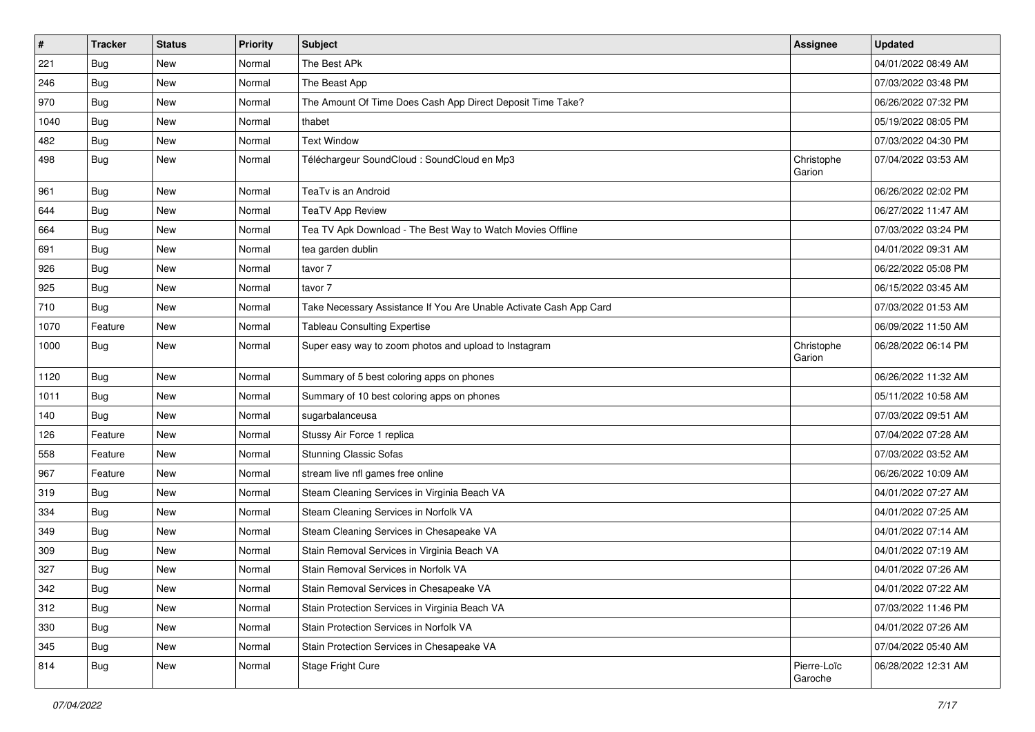| # | Tracker | Status | Priority | Subject | Assignee | Updated |
|---|---|---|---|---|---|---|
| 221 | Bug | New | Normal | The Best APk | | 04/01/2022 08:49 AM |
| 246 | Bug | New | Normal | The Beast App | | 07/03/2022 03:48 PM |
| 970 | Bug | New | Normal | The Amount Of Time Does Cash App Direct Deposit Time Take? | | 06/26/2022 07:32 PM |
| 1040 | Bug | New | Normal | thabet | | 05/19/2022 08:05 PM |
| 482 | Bug | New | Normal | Text Window | | 07/03/2022 04:30 PM |
| 498 | Bug | New | Normal | Téléchargeur SoundCloud : SoundCloud en Mp3 | Christophe Garion | 07/04/2022 03:53 AM |
| 961 | Bug | New | Normal | TeaTv is an Android | | 06/26/2022 02:02 PM |
| 644 | Bug | New | Normal | TeaTV App Review | | 06/27/2022 11:47 AM |
| 664 | Bug | New | Normal | Tea TV Apk Download - The Best Way to Watch Movies Offline | | 07/03/2022 03:24 PM |
| 691 | Bug | New | Normal | tea garden dublin | | 04/01/2022 09:31 AM |
| 926 | Bug | New | Normal | tavor 7 | | 06/22/2022 05:08 PM |
| 925 | Bug | New | Normal | tavor 7 | | 06/15/2022 03:45 AM |
| 710 | Bug | New | Normal | Take Necessary Assistance If You Are Unable Activate Cash App Card | | 07/03/2022 01:53 AM |
| 1070 | Feature | New | Normal | Tableau Consulting Expertise | | 06/09/2022 11:50 AM |
| 1000 | Bug | New | Normal | Super easy way to zoom photos and upload to Instagram | Christophe Garion | 06/28/2022 06:14 PM |
| 1120 | Bug | New | Normal | Summary of 5 best coloring apps on phones | | 06/26/2022 11:32 AM |
| 1011 | Bug | New | Normal | Summary of 10 best coloring apps on phones | | 05/11/2022 10:58 AM |
| 140 | Bug | New | Normal | sugarbalanceusa | | 07/03/2022 09:51 AM |
| 126 | Feature | New | Normal | Stussy Air Force 1 replica | | 07/04/2022 07:28 AM |
| 558 | Feature | New | Normal | Stunning Classic Sofas | | 07/03/2022 03:52 AM |
| 967 | Feature | New | Normal | stream live nfl games free online | | 06/26/2022 10:09 AM |
| 319 | Bug | New | Normal | Steam Cleaning Services in Virginia Beach VA | | 04/01/2022 07:27 AM |
| 334 | Bug | New | Normal | Steam Cleaning Services in Norfolk VA | | 04/01/2022 07:25 AM |
| 349 | Bug | New | Normal | Steam Cleaning Services in Chesapeake VA | | 04/01/2022 07:14 AM |
| 309 | Bug | New | Normal | Stain Removal Services in Virginia Beach VA | | 04/01/2022 07:19 AM |
| 327 | Bug | New | Normal | Stain Removal Services in Norfolk VA | | 04/01/2022 07:26 AM |
| 342 | Bug | New | Normal | Stain Removal Services in Chesapeake VA | | 04/01/2022 07:22 AM |
| 312 | Bug | New | Normal | Stain Protection Services in Virginia Beach VA | | 07/03/2022 11:46 PM |
| 330 | Bug | New | Normal | Stain Protection Services in Norfolk VA | | 04/01/2022 07:26 AM |
| 345 | Bug | New | Normal | Stain Protection Services in Chesapeake VA | | 07/04/2022 05:40 AM |
| 814 | Bug | New | Normal | Stage Fright Cure | Pierre-Loïc Garoche | 06/28/2022 12:31 AM |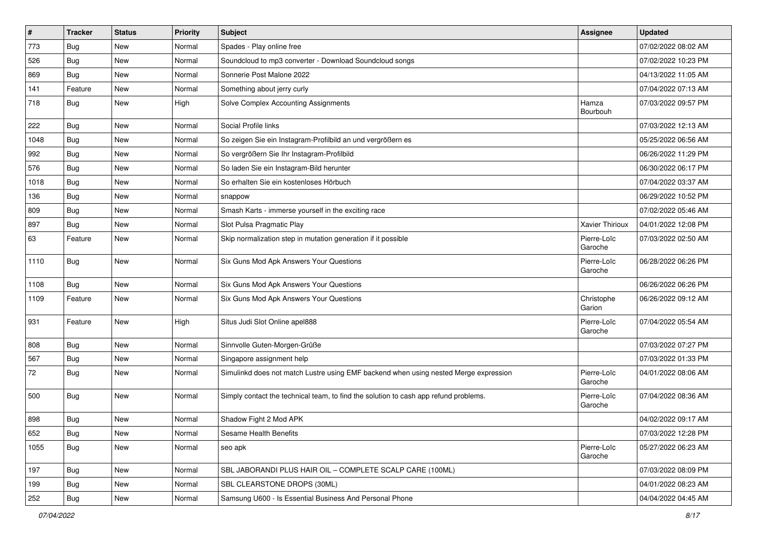| # | Tracker | Status | Priority | Subject | Assignee | Updated |
|---|---|---|---|---|---|---|
| 773 | Bug | New | Normal | Spades - Play online free | | 07/02/2022 08:02 AM |
| 526 | Bug | New | Normal | Soundcloud to mp3 converter - Download Soundcloud songs | | 07/02/2022 10:23 PM |
| 869 | Bug | New | Normal | Sonnerie Post Malone 2022 | | 04/13/2022 11:05 AM |
| 141 | Feature | New | Normal | Something about jerry curly | | 07/04/2022 07:13 AM |
| 718 | Bug | New | High | Solve Complex Accounting Assignments | Hamza Bourbouh | 07/03/2022 09:57 PM |
| 222 | Bug | New | Normal | Social Profile links | | 07/03/2022 12:13 AM |
| 1048 | Bug | New | Normal | So zeigen Sie ein Instagram-Profilbild an und vergrößern es | | 05/25/2022 06:56 AM |
| 992 | Bug | New | Normal | So vergrößern Sie Ihr Instagram-Profilbild | | 06/26/2022 11:29 PM |
| 576 | Bug | New | Normal | So laden Sie ein Instagram-Bild herunter | | 06/30/2022 06:17 PM |
| 1018 | Bug | New | Normal | So erhalten Sie ein kostenloses Hörbuch | | 07/04/2022 03:37 AM |
| 136 | Bug | New | Normal | snappow | | 06/29/2022 10:52 PM |
| 809 | Bug | New | Normal | Smash Karts - immerse yourself in the exciting race | | 07/02/2022 05:46 AM |
| 897 | Bug | New | Normal | Slot Pulsa Pragmatic Play | Xavier Thirioux | 04/01/2022 12:08 PM |
| 63 | Feature | New | Normal | Skip normalization step in mutation generation if it possible | Pierre-Loïc Garoche | 07/03/2022 02:50 AM |
| 1110 | Bug | New | Normal | Six Guns Mod Apk Answers Your Questions | Pierre-Loïc Garoche | 06/28/2022 06:26 PM |
| 1108 | Bug | New | Normal | Six Guns Mod Apk Answers Your Questions | | 06/26/2022 06:26 PM |
| 1109 | Feature | New | Normal | Six Guns Mod Apk Answers Your Questions | Christophe Garion | 06/26/2022 09:12 AM |
| 931 | Feature | New | High | Situs Judi Slot Online apel888 | Pierre-Loïc Garoche | 07/04/2022 05:54 AM |
| 808 | Bug | New | Normal | Sinnvolle Guten-Morgen-Grüße | | 07/03/2022 07:27 PM |
| 567 | Bug | New | Normal | Singapore assignment help | | 07/03/2022 01:33 PM |
| 72 | Bug | New | Normal | Simulinkd does not match Lustre using EMF backend when using nested Merge expression | Pierre-Loïc Garoche | 04/01/2022 08:06 AM |
| 500 | Bug | New | Normal | Simply contact the technical team, to find the solution to cash app refund problems. | Pierre-Loïc Garoche | 07/04/2022 08:36 AM |
| 898 | Bug | New | Normal | Shadow Fight 2 Mod APK | | 04/02/2022 09:17 AM |
| 652 | Bug | New | Normal | Sesame Health Benefits | | 07/03/2022 12:28 PM |
| 1055 | Bug | New | Normal | seo apk | Pierre-Loïc Garoche | 05/27/2022 06:23 AM |
| 197 | Bug | New | Normal | SBL JABORANDI PLUS HAIR OIL – COMPLETE SCALP CARE (100ML) | | 07/03/2022 08:09 PM |
| 199 | Bug | New | Normal | SBL CLEARSTONE DROPS (30ML) | | 04/01/2022 08:23 AM |
| 252 | Bug | New | Normal | Samsung U600 - Is Essential Business And Personal Phone | | 04/04/2022 04:45 AM |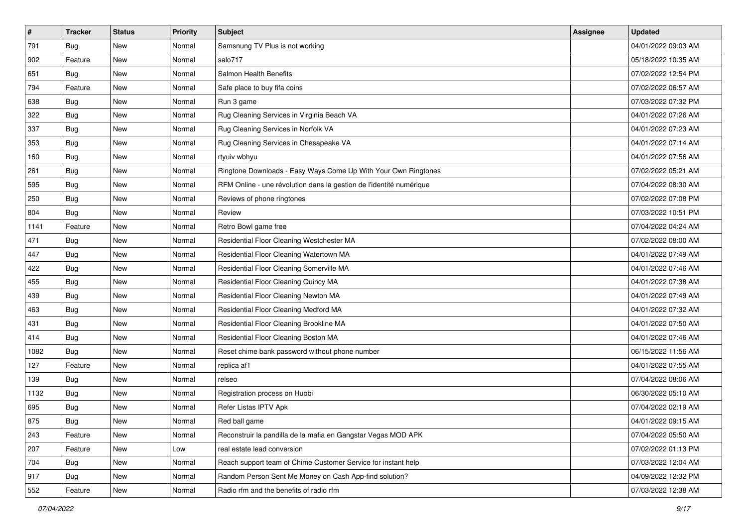| # | Tracker | Status | Priority | Subject | Assignee | Updated |
|---|---|---|---|---|---|---|
| 791 | Bug | New | Normal | Samsnung TV Plus is not working | | 04/01/2022 09:03 AM |
| 902 | Feature | New | Normal | salo717 | | 05/18/2022 10:35 AM |
| 651 | Bug | New | Normal | Salmon Health Benefits | | 07/02/2022 12:54 PM |
| 794 | Feature | New | Normal | Safe place to buy fifa coins | | 07/02/2022 06:57 AM |
| 638 | Bug | New | Normal | Run 3 game | | 07/03/2022 07:32 PM |
| 322 | Bug | New | Normal | Rug Cleaning Services in Virginia Beach VA | | 04/01/2022 07:26 AM |
| 337 | Bug | New | Normal | Rug Cleaning Services in Norfolk VA | | 04/01/2022 07:23 AM |
| 353 | Bug | New | Normal | Rug Cleaning Services in Chesapeake VA | | 04/01/2022 07:14 AM |
| 160 | Bug | New | Normal | rtyuiv wbhyu | | 04/01/2022 07:56 AM |
| 261 | Bug | New | Normal | Ringtone Downloads - Easy Ways Come Up With Your Own Ringtones | | 07/02/2022 05:21 AM |
| 595 | Bug | New | Normal | RFM Online - une révolution dans la gestion de l'identité numérique | | 07/04/2022 08:30 AM |
| 250 | Bug | New | Normal | Reviews of phone ringtones | | 07/02/2022 07:08 PM |
| 804 | Bug | New | Normal | Review | | 07/03/2022 10:51 PM |
| 1141 | Feature | New | Normal | Retro Bowl game free | | 07/04/2022 04:24 AM |
| 471 | Bug | New | Normal | Residential Floor Cleaning Westchester MA | | 07/02/2022 08:00 AM |
| 447 | Bug | New | Normal | Residential Floor Cleaning Watertown MA | | 04/01/2022 07:49 AM |
| 422 | Bug | New | Normal | Residential Floor Cleaning Somerville MA | | 04/01/2022 07:46 AM |
| 455 | Bug | New | Normal | Residential Floor Cleaning Quincy MA | | 04/01/2022 07:38 AM |
| 439 | Bug | New | Normal | Residential Floor Cleaning Newton MA | | 04/01/2022 07:49 AM |
| 463 | Bug | New | Normal | Residential Floor Cleaning Medford MA | | 04/01/2022 07:32 AM |
| 431 | Bug | New | Normal | Residential Floor Cleaning Brookline MA | | 04/01/2022 07:50 AM |
| 414 | Bug | New | Normal | Residential Floor Cleaning Boston MA | | 04/01/2022 07:46 AM |
| 1082 | Bug | New | Normal | Reset chime bank password without phone number | | 06/15/2022 11:56 AM |
| 127 | Feature | New | Normal | replica af1 | | 04/01/2022 07:55 AM |
| 139 | Bug | New | Normal | relseo | | 07/04/2022 08:06 AM |
| 1132 | Bug | New | Normal | Registration process on Huobi | | 06/30/2022 05:10 AM |
| 695 | Bug | New | Normal | Refer Listas IPTV Apk | | 07/04/2022 02:19 AM |
| 875 | Bug | New | Normal | Red ball game | | 04/01/2022 09:15 AM |
| 243 | Feature | New | Normal | Reconstruir la pandilla de la mafia en Gangstar Vegas MOD APK | | 07/04/2022 05:50 AM |
| 207 | Feature | New | Low | real estate lead conversion | | 07/02/2022 01:13 PM |
| 704 | Bug | New | Normal | Reach support team of Chime Customer Service for instant help | | 07/03/2022 12:04 AM |
| 917 | Bug | New | Normal | Random Person Sent Me Money on Cash App-find solution? | | 04/09/2022 12:32 PM |
| 552 | Feature | New | Normal | Radio rfm and the benefits of radio rfm | | 07/03/2022 12:38 AM |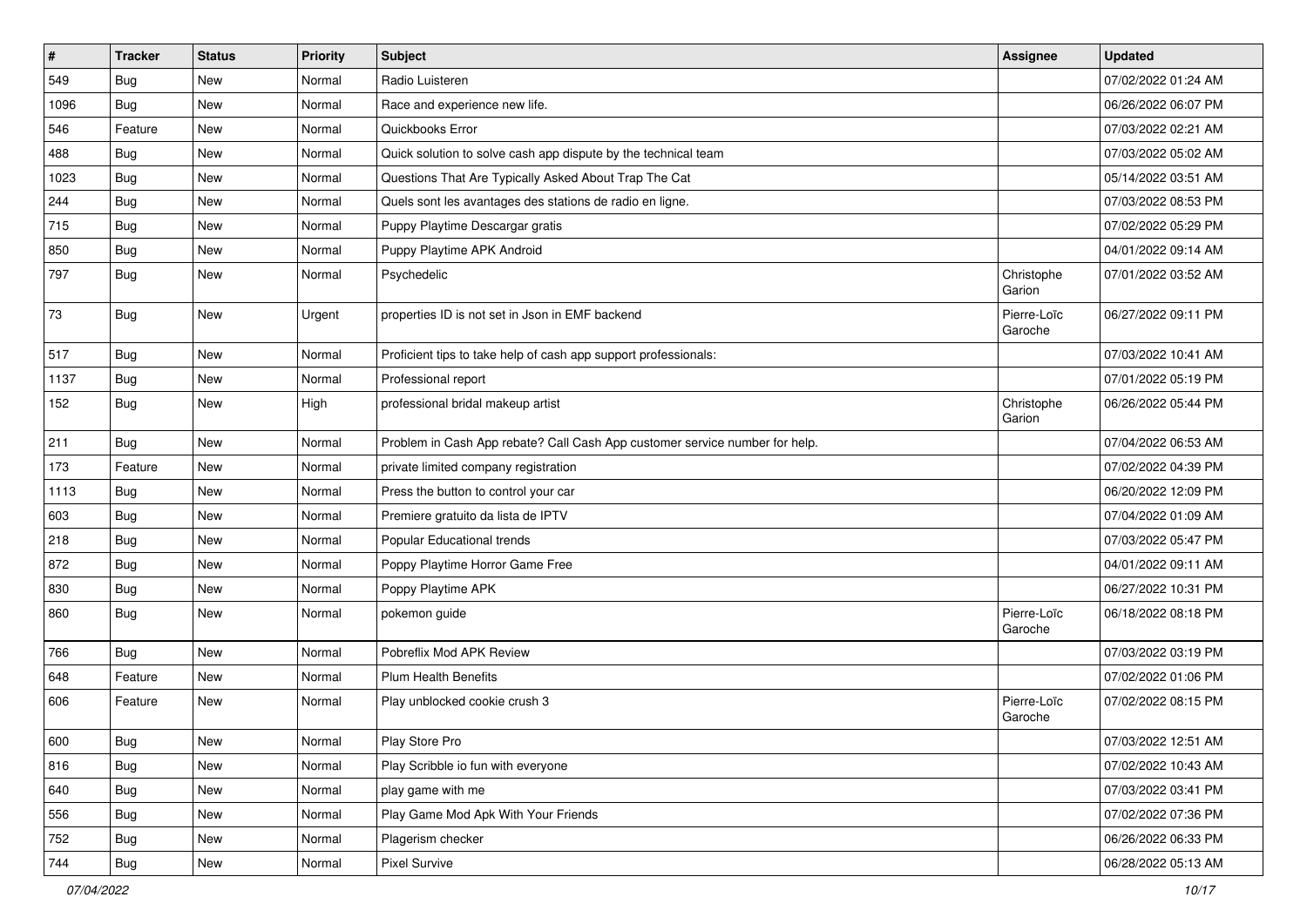| # | Tracker | Status | Priority | Subject | Assignee | Updated |
|---|---|---|---|---|---|---|
| 549 | Bug | New | Normal | Radio Luisteren | | 07/02/2022 01:24 AM |
| 1096 | Bug | New | Normal | Race and experience new life. | | 06/26/2022 06:07 PM |
| 546 | Feature | New | Normal | Quickbooks Error | | 07/03/2022 02:21 AM |
| 488 | Bug | New | Normal | Quick solution to solve cash app dispute by the technical team | | 07/03/2022 05:02 AM |
| 1023 | Bug | New | Normal | Questions That Are Typically Asked About Trap The Cat | | 05/14/2022 03:51 AM |
| 244 | Bug | New | Normal | Quels sont les avantages des stations de radio en ligne. | | 07/03/2022 08:53 PM |
| 715 | Bug | New | Normal | Puppy Playtime Descargar gratis | | 07/02/2022 05:29 PM |
| 850 | Bug | New | Normal | Puppy Playtime APK Android | | 04/01/2022 09:14 AM |
| 797 | Bug | New | Normal | Psychedelic | Christophe Garion | 07/01/2022 03:52 AM |
| 73 | Bug | New | Urgent | properties ID is not set in Json in EMF backend | Pierre-Loïc Garoche | 06/27/2022 09:11 PM |
| 517 | Bug | New | Normal | Proficient tips to take help of cash app support professionals: | | 07/03/2022 10:41 AM |
| 1137 | Bug | New | Normal | Professional report | | 07/01/2022 05:19 PM |
| 152 | Bug | New | High | professional bridal makeup artist | Christophe Garion | 06/26/2022 05:44 PM |
| 211 | Bug | New | Normal | Problem in Cash App rebate? Call Cash App customer service number for help. | | 07/04/2022 06:53 AM |
| 173 | Feature | New | Normal | private limited company registration | | 07/02/2022 04:39 PM |
| 1113 | Bug | New | Normal | Press the button to control your car | | 06/20/2022 12:09 PM |
| 603 | Bug | New | Normal | Premiere gratuito da lista de IPTV | | 07/04/2022 01:09 AM |
| 218 | Bug | New | Normal | Popular Educational trends | | 07/03/2022 05:47 PM |
| 872 | Bug | New | Normal | Poppy Playtime Horror Game Free | | 04/01/2022 09:11 AM |
| 830 | Bug | New | Normal | Poppy Playtime APK | | 06/27/2022 10:31 PM |
| 860 | Bug | New | Normal | pokemon guide | Pierre-Loïc Garoche | 06/18/2022 08:18 PM |
| 766 | Bug | New | Normal | Pobreflix Mod APK Review | | 07/03/2022 03:19 PM |
| 648 | Feature | New | Normal | Plum Health Benefits | | 07/02/2022 01:06 PM |
| 606 | Feature | New | Normal | Play unblocked cookie crush 3 | Pierre-Loïc Garoche | 07/02/2022 08:15 PM |
| 600 | Bug | New | Normal | Play Store Pro | | 07/03/2022 12:51 AM |
| 816 | Bug | New | Normal | Play Scribble io fun with everyone | | 07/02/2022 10:43 AM |
| 640 | Bug | New | Normal | play game with me | | 07/03/2022 03:41 PM |
| 556 | Bug | New | Normal | Play Game Mod Apk With Your Friends | | 07/02/2022 07:36 PM |
| 752 | Bug | New | Normal | Plagerism checker | | 06/26/2022 06:33 PM |
| 744 | Bug | New | Normal | Pixel Survive | | 06/28/2022 05:13 AM |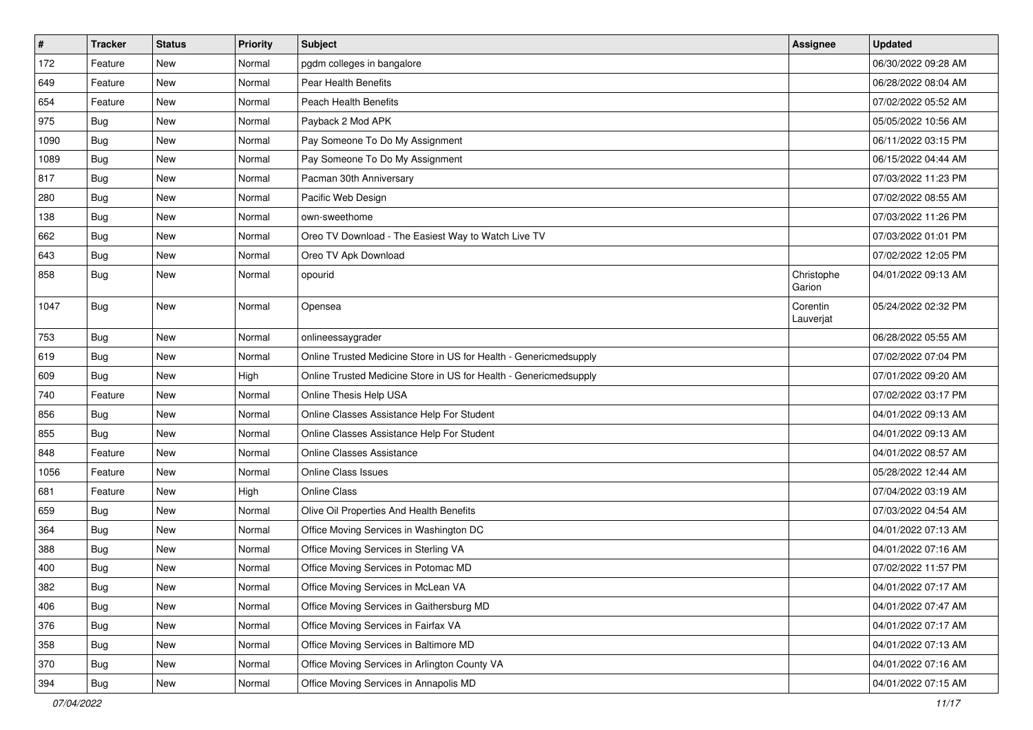| # | Tracker | Status | Priority | Subject | Assignee | Updated |
|---|---|---|---|---|---|---|
| 172 | Feature | New | Normal | pgdm colleges in bangalore | | 06/30/2022 09:28 AM |
| 649 | Feature | New | Normal | Pear Health Benefits | | 06/28/2022 08:04 AM |
| 654 | Feature | New | Normal | Peach Health Benefits | | 07/02/2022 05:52 AM |
| 975 | Bug | New | Normal | Payback 2 Mod APK | | 05/05/2022 10:56 AM |
| 1090 | Bug | New | Normal | Pay Someone To Do My Assignment | | 06/11/2022 03:15 PM |
| 1089 | Bug | New | Normal | Pay Someone To Do My Assignment | | 06/15/2022 04:44 AM |
| 817 | Bug | New | Normal | Pacman 30th Anniversary | | 07/03/2022 11:23 PM |
| 280 | Bug | New | Normal | Pacific Web Design | | 07/02/2022 08:55 AM |
| 138 | Bug | New | Normal | own-sweethome | | 07/03/2022 11:26 PM |
| 662 | Bug | New | Normal | Oreo TV Download - The Easiest Way to Watch Live TV | | 07/03/2022 01:01 PM |
| 643 | Bug | New | Normal | Oreo TV Apk Download | | 07/02/2022 12:05 PM |
| 858 | Bug | New | Normal | opourid | Christophe Garion | 04/01/2022 09:13 AM |
| 1047 | Bug | New | Normal | Opensea | Corentin Lauverjat | 05/24/2022 02:32 PM |
| 753 | Bug | New | Normal | onlineessaygrader | | 06/28/2022 05:55 AM |
| 619 | Bug | New | Normal | Online Trusted Medicine Store in US for Health - Genericmedsupply | | 07/02/2022 07:04 PM |
| 609 | Bug | New | High | Online Trusted Medicine Store in US for Health - Genericmedsupply | | 07/01/2022 09:20 AM |
| 740 | Feature | New | Normal | Online Thesis Help USA | | 07/02/2022 03:17 PM |
| 856 | Bug | New | Normal | Online Classes Assistance Help For Student | | 04/01/2022 09:13 AM |
| 855 | Bug | New | Normal | Online Classes Assistance Help For Student | | 04/01/2022 09:13 AM |
| 848 | Feature | New | Normal | Online Classes Assistance | | 04/01/2022 08:57 AM |
| 1056 | Feature | New | Normal | Online Class Issues | | 05/28/2022 12:44 AM |
| 681 | Feature | New | High | Online Class | | 07/04/2022 03:19 AM |
| 659 | Bug | New | Normal | Olive Oil Properties And Health Benefits | | 07/03/2022 04:54 AM |
| 364 | Bug | New | Normal | Office Moving Services in Washington DC | | 04/01/2022 07:13 AM |
| 388 | Bug | New | Normal | Office Moving Services in Sterling VA | | 04/01/2022 07:16 AM |
| 400 | Bug | New | Normal | Office Moving Services in Potomac MD | | 07/02/2022 11:57 PM |
| 382 | Bug | New | Normal | Office Moving Services in McLean VA | | 04/01/2022 07:17 AM |
| 406 | Bug | New | Normal | Office Moving Services in Gaithersburg MD | | 04/01/2022 07:47 AM |
| 376 | Bug | New | Normal | Office Moving Services in Fairfax VA | | 04/01/2022 07:17 AM |
| 358 | Bug | New | Normal | Office Moving Services in Baltimore MD | | 04/01/2022 07:13 AM |
| 370 | Bug | New | Normal | Office Moving Services in Arlington County VA | | 04/01/2022 07:16 AM |
| 394 | Bug | New | Normal | Office Moving Services in Annapolis MD | | 04/01/2022 07:15 AM |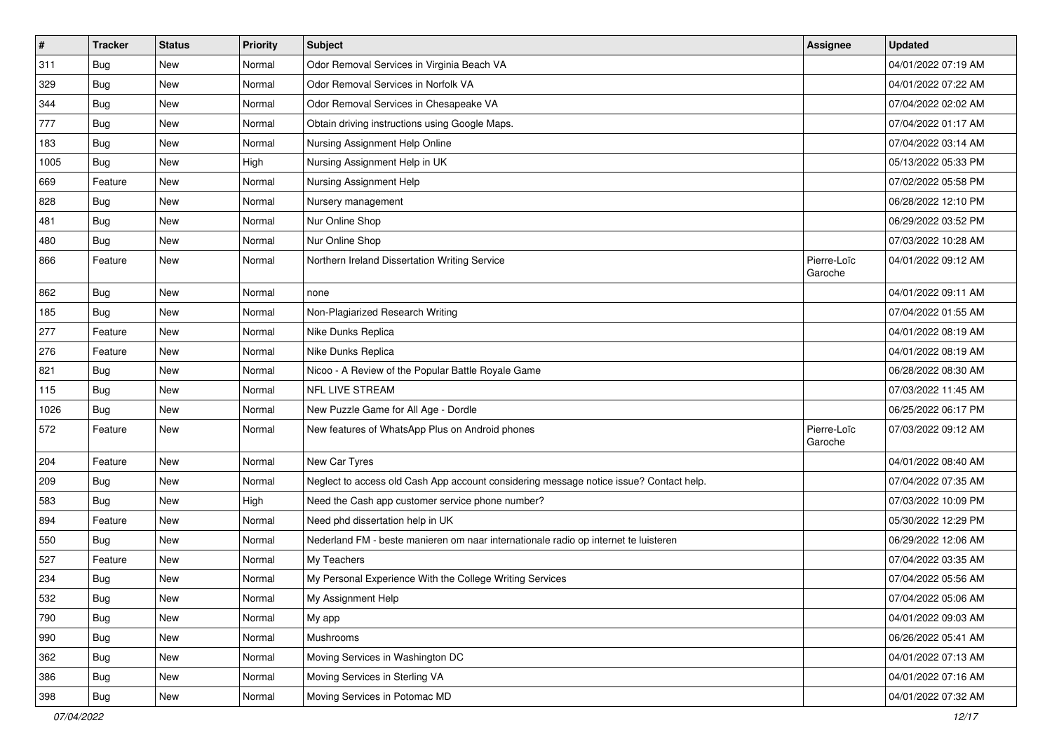| # | Tracker | Status | Priority | Subject | Assignee | Updated |
|---|---|---|---|---|---|---|
| 311 | Bug | New | Normal | Odor Removal Services in Virginia Beach VA | | 04/01/2022 07:19 AM |
| 329 | Bug | New | Normal | Odor Removal Services in Norfolk VA | | 04/01/2022 07:22 AM |
| 344 | Bug | New | Normal | Odor Removal Services in Chesapeake VA | | 07/04/2022 02:02 AM |
| 777 | Bug | New | Normal | Obtain driving instructions using Google Maps. | | 07/04/2022 01:17 AM |
| 183 | Bug | New | Normal | Nursing Assignment Help Online | | 07/04/2022 03:14 AM |
| 1005 | Bug | New | High | Nursing Assignment Help in UK | | 05/13/2022 05:33 PM |
| 669 | Feature | New | Normal | Nursing Assignment Help | | 07/02/2022 05:58 PM |
| 828 | Bug | New | Normal | Nursery management | | 06/28/2022 12:10 PM |
| 481 | Bug | New | Normal | Nur Online Shop | | 06/29/2022 03:52 PM |
| 480 | Bug | New | Normal | Nur Online Shop | | 07/03/2022 10:28 AM |
| 866 | Feature | New | Normal | Northern Ireland Dissertation Writing Service | Pierre-Loïc Garoche | 04/01/2022 09:12 AM |
| 862 | Bug | New | Normal | none | | 04/01/2022 09:11 AM |
| 185 | Bug | New | Normal | Non-Plagiarized Research Writing | | 07/04/2022 01:55 AM |
| 277 | Feature | New | Normal | Nike Dunks Replica | | 04/01/2022 08:19 AM |
| 276 | Feature | New | Normal | Nike Dunks Replica | | 04/01/2022 08:19 AM |
| 821 | Bug | New | Normal | Nicoo - A Review of the Popular Battle Royale Game | | 06/28/2022 08:30 AM |
| 115 | Bug | New | Normal | NFL LIVE STREAM | | 07/03/2022 11:45 AM |
| 1026 | Bug | New | Normal | New Puzzle Game for All Age - Dordle | | 06/25/2022 06:17 PM |
| 572 | Feature | New | Normal | New features of WhatsApp Plus on Android phones | Pierre-Loïc Garoche | 07/03/2022 09:12 AM |
| 204 | Feature | New | Normal | New Car Tyres | | 04/01/2022 08:40 AM |
| 209 | Bug | New | Normal | Neglect to access old Cash App account considering message notice issue? Contact help. | | 07/04/2022 07:35 AM |
| 583 | Bug | New | High | Need the Cash app customer service phone number? | | 07/03/2022 10:09 PM |
| 894 | Feature | New | Normal | Need phd dissertation help in UK | | 05/30/2022 12:29 PM |
| 550 | Bug | New | Normal | Nederland FM - beste manieren om naar internationale radio op internet te luisteren | | 06/29/2022 12:06 AM |
| 527 | Feature | New | Normal | My Teachers | | 07/04/2022 03:35 AM |
| 234 | Bug | New | Normal | My Personal Experience With the College Writing Services | | 07/04/2022 05:56 AM |
| 532 | Bug | New | Normal | My Assignment Help | | 07/04/2022 05:06 AM |
| 790 | Bug | New | Normal | My app | | 04/01/2022 09:03 AM |
| 990 | Bug | New | Normal | Mushrooms | | 06/26/2022 05:41 AM |
| 362 | Bug | New | Normal | Moving Services in Washington DC | | 04/01/2022 07:13 AM |
| 386 | Bug | New | Normal | Moving Services in Sterling VA | | 04/01/2022 07:16 AM |
| 398 | Bug | New | Normal | Moving Services in Potomac MD | | 04/01/2022 07:32 AM |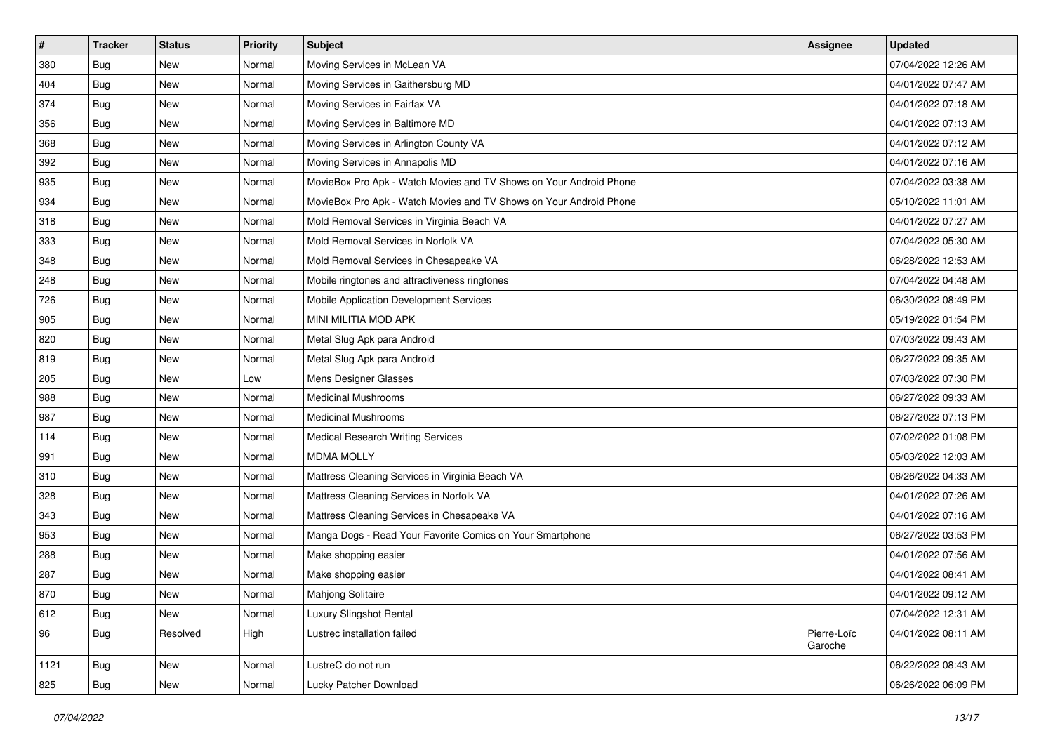| # | Tracker | Status | Priority | Subject | Assignee | Updated |
|---|---|---|---|---|---|---|
| 380 | Bug | New | Normal | Moving Services in McLean VA | | 07/04/2022 12:26 AM |
| 404 | Bug | New | Normal | Moving Services in Gaithersburg MD | | 04/01/2022 07:47 AM |
| 374 | Bug | New | Normal | Moving Services in Fairfax VA | | 04/01/2022 07:18 AM |
| 356 | Bug | New | Normal | Moving Services in Baltimore MD | | 04/01/2022 07:13 AM |
| 368 | Bug | New | Normal | Moving Services in Arlington County VA | | 04/01/2022 07:12 AM |
| 392 | Bug | New | Normal | Moving Services in Annapolis MD | | 04/01/2022 07:16 AM |
| 935 | Bug | New | Normal | MovieBox Pro Apk - Watch Movies and TV Shows on Your Android Phone | | 07/04/2022 03:38 AM |
| 934 | Bug | New | Normal | MovieBox Pro Apk - Watch Movies and TV Shows on Your Android Phone | | 05/10/2022 11:01 AM |
| 318 | Bug | New | Normal | Mold Removal Services in Virginia Beach VA | | 04/01/2022 07:27 AM |
| 333 | Bug | New | Normal | Mold Removal Services in Norfolk VA | | 07/04/2022 05:30 AM |
| 348 | Bug | New | Normal | Mold Removal Services in Chesapeake VA | | 06/28/2022 12:53 AM |
| 248 | Bug | New | Normal | Mobile ringtones and attractiveness ringtones | | 07/04/2022 04:48 AM |
| 726 | Bug | New | Normal | Mobile Application Development Services | | 06/30/2022 08:49 PM |
| 905 | Bug | New | Normal | MINI MILITIA MOD APK | | 05/19/2022 01:54 PM |
| 820 | Bug | New | Normal | Metal Slug Apk para Android | | 07/03/2022 09:43 AM |
| 819 | Bug | New | Normal | Metal Slug Apk para Android | | 06/27/2022 09:35 AM |
| 205 | Bug | New | Low | Mens Designer Glasses | | 07/03/2022 07:30 PM |
| 988 | Bug | New | Normal | Medicinal Mushrooms | | 06/27/2022 09:33 AM |
| 987 | Bug | New | Normal | Medicinal Mushrooms | | 06/27/2022 07:13 PM |
| 114 | Bug | New | Normal | Medical Research Writing Services | | 07/02/2022 01:08 PM |
| 991 | Bug | New | Normal | MDMA MOLLY | | 05/03/2022 12:03 AM |
| 310 | Bug | New | Normal | Mattress Cleaning Services in Virginia Beach VA | | 06/26/2022 04:33 AM |
| 328 | Bug | New | Normal | Mattress Cleaning Services in Norfolk VA | | 04/01/2022 07:26 AM |
| 343 | Bug | New | Normal | Mattress Cleaning Services in Chesapeake VA | | 04/01/2022 07:16 AM |
| 953 | Bug | New | Normal | Manga Dogs - Read Your Favorite Comics on Your Smartphone | | 06/27/2022 03:53 PM |
| 288 | Bug | New | Normal | Make shopping easier | | 04/01/2022 07:56 AM |
| 287 | Bug | New | Normal | Make shopping easier | | 04/01/2022 08:41 AM |
| 870 | Bug | New | Normal | Mahjong Solitaire | | 04/01/2022 09:12 AM |
| 612 | Bug | New | Normal | Luxury Slingshot Rental | | 07/04/2022 12:31 AM |
| 96 | Bug | Resolved | High | Lustrec installation failed | Pierre-Loïc Garoche | 04/01/2022 08:11 AM |
| 1121 | Bug | New | Normal | LustreC do not run | | 06/22/2022 08:43 AM |
| 825 | Bug | New | Normal | Lucky Patcher Download | | 06/26/2022 06:09 PM |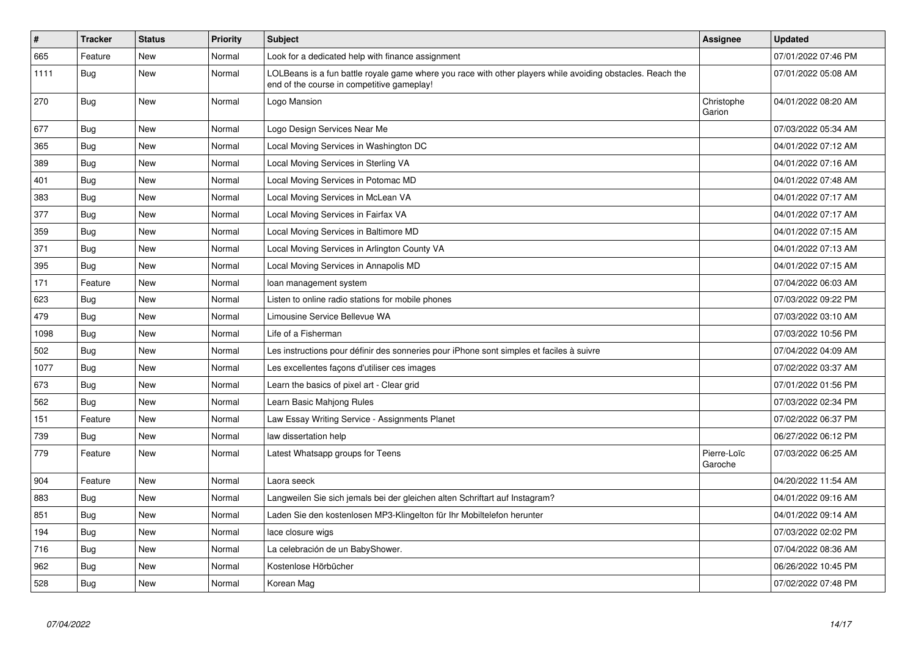| # | Tracker | Status | Priority | Subject | Assignee | Updated |
|---|---|---|---|---|---|---|
| 665 | Feature | New | Normal | Look for a dedicated help with finance assignment | | 07/01/2022 07:46 PM |
| 1111 | Bug | New | Normal | LOLBeans is a fun battle royale game where you race with other players while avoiding obstacles. Reach the end of the course in competitive gameplay! | | 07/01/2022 05:08 AM |
| 270 | Bug | New | Normal | Logo Mansion | Christophe Garion | 04/01/2022 08:20 AM |
| 677 | Bug | New | Normal | Logo Design Services Near Me | | 07/03/2022 05:34 AM |
| 365 | Bug | New | Normal | Local Moving Services in Washington DC | | 04/01/2022 07:12 AM |
| 389 | Bug | New | Normal | Local Moving Services in Sterling VA | | 04/01/2022 07:16 AM |
| 401 | Bug | New | Normal | Local Moving Services in Potomac MD | | 04/01/2022 07:48 AM |
| 383 | Bug | New | Normal | Local Moving Services in McLean VA | | 04/01/2022 07:17 AM |
| 377 | Bug | New | Normal | Local Moving Services in Fairfax VA | | 04/01/2022 07:17 AM |
| 359 | Bug | New | Normal | Local Moving Services in Baltimore MD | | 04/01/2022 07:15 AM |
| 371 | Bug | New | Normal | Local Moving Services in Arlington County VA | | 04/01/2022 07:13 AM |
| 395 | Bug | New | Normal | Local Moving Services in Annapolis MD | | 04/01/2022 07:15 AM |
| 171 | Feature | New | Normal | loan management system | | 07/04/2022 06:03 AM |
| 623 | Bug | New | Normal | Listen to online radio stations for mobile phones | | 07/03/2022 09:22 PM |
| 479 | Bug | New | Normal | Limousine Service Bellevue WA | | 07/03/2022 03:10 AM |
| 1098 | Bug | New | Normal | Life of a Fisherman | | 07/03/2022 10:56 PM |
| 502 | Bug | New | Normal | Les instructions pour définir des sonneries pour iPhone sont simples et faciles à suivre | | 07/04/2022 04:09 AM |
| 1077 | Bug | New | Normal | Les excellentes façons d'utiliser ces images | | 07/02/2022 03:37 AM |
| 673 | Bug | New | Normal | Learn the basics of pixel art - Clear grid | | 07/01/2022 01:56 PM |
| 562 | Bug | New | Normal | Learn Basic Mahjong Rules | | 07/03/2022 02:34 PM |
| 151 | Feature | New | Normal | Law Essay Writing Service - Assignments Planet | | 07/02/2022 06:37 PM |
| 739 | Bug | New | Normal | law dissertation help | | 06/27/2022 06:12 PM |
| 779 | Feature | New | Normal | Latest Whatsapp groups for Teens | Pierre-Loïc Garoche | 07/03/2022 06:25 AM |
| 904 | Feature | New | Normal | Laora seeck | | 04/20/2022 11:54 AM |
| 883 | Bug | New | Normal | Langweilen Sie sich jemals bei der gleichen alten Schriftart auf Instagram? | | 04/01/2022 09:16 AM |
| 851 | Bug | New | Normal | Laden Sie den kostenlosen MP3-Klingelton für Ihr Mobiltelefon herunter | | 04/01/2022 09:14 AM |
| 194 | Bug | New | Normal | lace closure wigs | | 07/03/2022 02:02 PM |
| 716 | Bug | New | Normal | La celebración de un BabyShower. | | 07/04/2022 08:36 AM |
| 962 | Bug | New | Normal | Kostenlose Hörbücher | | 06/26/2022 10:45 PM |
| 528 | Bug | New | Normal | Korean Mag | | 07/02/2022 07:48 PM |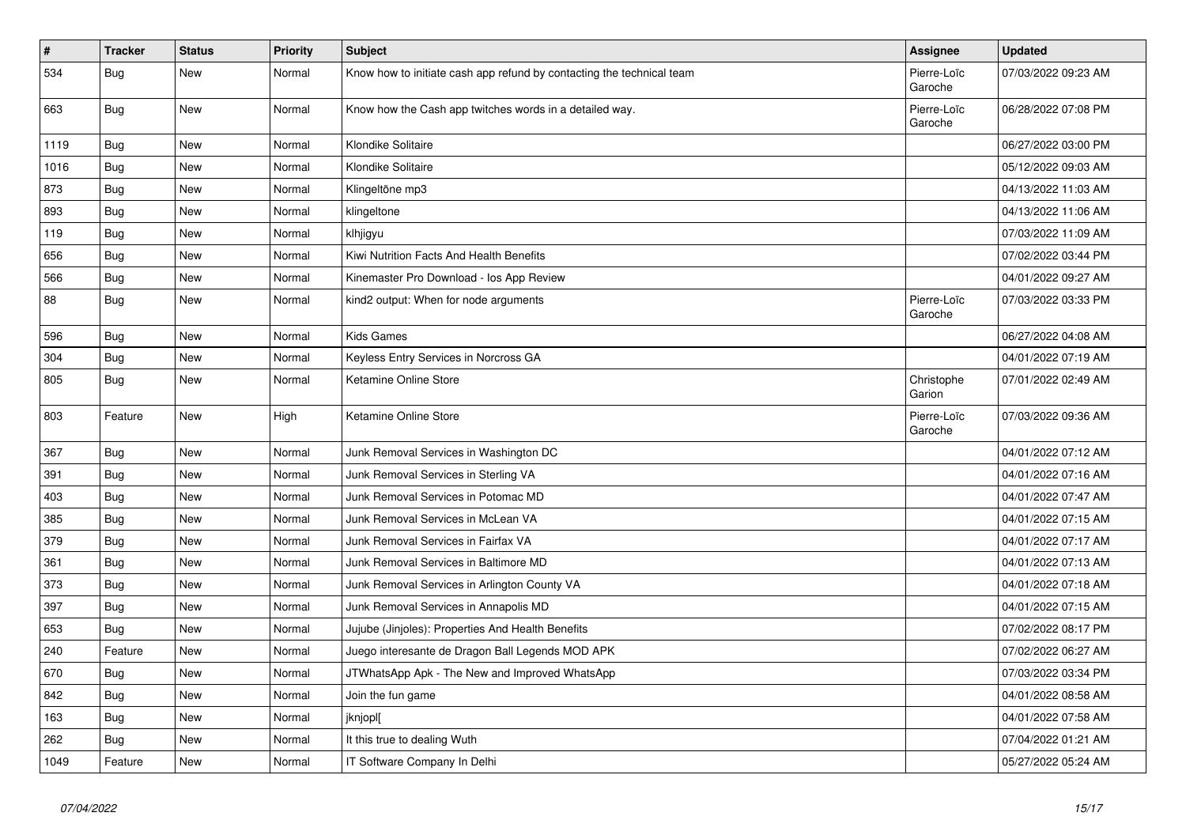| # | Tracker | Status | Priority | Subject | Assignee | Updated |
|---|---|---|---|---|---|---|
| 534 | Bug | New | Normal | Know how to initiate cash app refund by contacting the technical team | Pierre-Loïc Garoche | 07/03/2022 09:23 AM |
| 663 | Bug | New | Normal | Know how the Cash app twitches words in a detailed way. | Pierre-Loïc Garoche | 06/28/2022 07:08 PM |
| 1119 | Bug | New | Normal | Klondike Solitaire | | 06/27/2022 03:00 PM |
| 1016 | Bug | New | Normal | Klondike Solitaire | | 05/12/2022 09:03 AM |
| 873 | Bug | New | Normal | Klingeltöne mp3 | | 04/13/2022 11:03 AM |
| 893 | Bug | New | Normal | klingeltone | | 04/13/2022 11:06 AM |
| 119 | Bug | New | Normal | klhjigyu | | 07/03/2022 11:09 AM |
| 656 | Bug | New | Normal | Kiwi Nutrition Facts And Health Benefits | | 07/02/2022 03:44 PM |
| 566 | Bug | New | Normal | Kinemaster Pro Download - Ios App Review | | 04/01/2022 09:27 AM |
| 88 | Bug | New | Normal | kind2 output: When for node arguments | Pierre-Loïc Garoche | 07/03/2022 03:33 PM |
| 596 | Bug | New | Normal | Kids Games | | 06/27/2022 04:08 AM |
| 304 | Bug | New | Normal | Keyless Entry Services in Norcross GA | | 04/01/2022 07:19 AM |
| 805 | Bug | New | Normal | Ketamine Online Store | Christophe Garion | 07/01/2022 02:49 AM |
| 803 | Feature | New | High | Ketamine Online Store | Pierre-Loïc Garoche | 07/03/2022 09:36 AM |
| 367 | Bug | New | Normal | Junk Removal Services in Washington DC | | 04/01/2022 07:12 AM |
| 391 | Bug | New | Normal | Junk Removal Services in Sterling VA | | 04/01/2022 07:16 AM |
| 403 | Bug | New | Normal | Junk Removal Services in Potomac MD | | 04/01/2022 07:47 AM |
| 385 | Bug | New | Normal | Junk Removal Services in McLean VA | | 04/01/2022 07:15 AM |
| 379 | Bug | New | Normal | Junk Removal Services in Fairfax VA | | 04/01/2022 07:17 AM |
| 361 | Bug | New | Normal | Junk Removal Services in Baltimore MD | | 04/01/2022 07:13 AM |
| 373 | Bug | New | Normal | Junk Removal Services in Arlington County VA | | 04/01/2022 07:18 AM |
| 397 | Bug | New | Normal | Junk Removal Services in Annapolis MD | | 04/01/2022 07:15 AM |
| 653 | Bug | New | Normal | Jujube (Jinjoles): Properties And Health Benefits | | 07/02/2022 08:17 PM |
| 240 | Feature | New | Normal | Juego interesante de Dragon Ball Legends MOD APK | | 07/02/2022 06:27 AM |
| 670 | Bug | New | Normal | JTWhatsApp Apk - The New and Improved WhatsApp | | 07/03/2022 03:34 PM |
| 842 | Bug | New | Normal | Join the fun game | | 04/01/2022 08:58 AM |
| 163 | Bug | New | Normal | jknjopl[ | | 04/01/2022 07:58 AM |
| 262 | Bug | New | Normal | It this true to dealing Wuth | | 07/04/2022 01:21 AM |
| 1049 | Feature | New | Normal | IT Software Company In Delhi | | 05/27/2022 05:24 AM |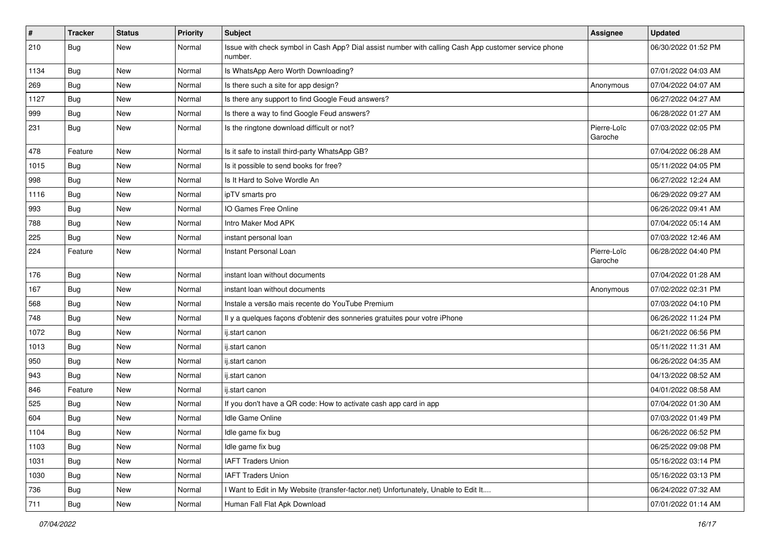| # | Tracker | Status | Priority | Subject | Assignee | Updated |
|---|---|---|---|---|---|---|
| 210 | Bug | New | Normal | Issue with check symbol in Cash App? Dial assist number with calling Cash App customer service phone number. | | 06/30/2022 01:52 PM |
| 1134 | Bug | New | Normal | Is WhatsApp Aero Worth Downloading? | | 07/01/2022 04:03 AM |
| 269 | Bug | New | Normal | Is there such a site for app design? | Anonymous | 07/04/2022 04:07 AM |
| 1127 | Bug | New | Normal | Is there any support to find Google Feud answers? | | 06/27/2022 04:27 AM |
| 999 | Bug | New | Normal | Is there a way to find Google Feud answers? | | 06/28/2022 01:27 AM |
| 231 | Bug | New | Normal | Is the ringtone download difficult or not? | Pierre-Loïc Garoche | 07/03/2022 02:05 PM |
| 478 | Feature | New | Normal | Is it safe to install third-party WhatsApp GB? | | 07/04/2022 06:28 AM |
| 1015 | Bug | New | Normal | Is it possible to send books for free? | | 05/11/2022 04:05 PM |
| 998 | Bug | New | Normal | Is It Hard to Solve Wordle An | | 06/27/2022 12:24 AM |
| 1116 | Bug | New | Normal | ipTV smarts pro | | 06/29/2022 09:27 AM |
| 993 | Bug | New | Normal | IO Games Free Online | | 06/26/2022 09:41 AM |
| 788 | Bug | New | Normal | Intro Maker Mod APK | | 07/04/2022 05:14 AM |
| 225 | Bug | New | Normal | instant personal loan | | 07/03/2022 12:46 AM |
| 224 | Feature | New | Normal | Instant Personal Loan | Pierre-Loïc Garoche | 06/28/2022 04:40 PM |
| 176 | Bug | New | Normal | instant loan without documents | | 07/04/2022 01:28 AM |
| 167 | Bug | New | Normal | instant loan without documents | Anonymous | 07/02/2022 02:31 PM |
| 568 | Bug | New | Normal | Instale a versão mais recente do YouTube Premium | | 07/03/2022 04:10 PM |
| 748 | Bug | New | Normal | Il y a quelques façons d'obtenir des sonneries gratuites pour votre iPhone | | 06/26/2022 11:24 PM |
| 1072 | Bug | New | Normal | ij.start canon | | 06/21/2022 06:56 PM |
| 1013 | Bug | New | Normal | ij.start canon | | 05/11/2022 11:31 AM |
| 950 | Bug | New | Normal | ij.start canon | | 06/26/2022 04:35 AM |
| 943 | Bug | New | Normal | ij.start canon | | 04/13/2022 08:52 AM |
| 846 | Feature | New | Normal | ij.start canon | | 04/01/2022 08:58 AM |
| 525 | Bug | New | Normal | If you don't have a QR code: How to activate cash app card in app | | 07/04/2022 01:30 AM |
| 604 | Bug | New | Normal | Idle Game Online | | 07/03/2022 01:49 PM |
| 1104 | Bug | New | Normal | Idle game fix bug | | 06/26/2022 06:52 PM |
| 1103 | Bug | New | Normal | Idle game fix bug | | 06/25/2022 09:08 PM |
| 1031 | Bug | New | Normal | IAFT Traders Union | | 05/16/2022 03:14 PM |
| 1030 | Bug | New | Normal | IAFT Traders Union | | 05/16/2022 03:13 PM |
| 736 | Bug | New | Normal | I Want to Edit in My Website (transfer-factor.net) Unfortunately, Unable to Edit It.... | | 06/24/2022 07:32 AM |
| 711 | Bug | New | Normal | Human Fall Flat Apk Download | | 07/01/2022 01:14 AM |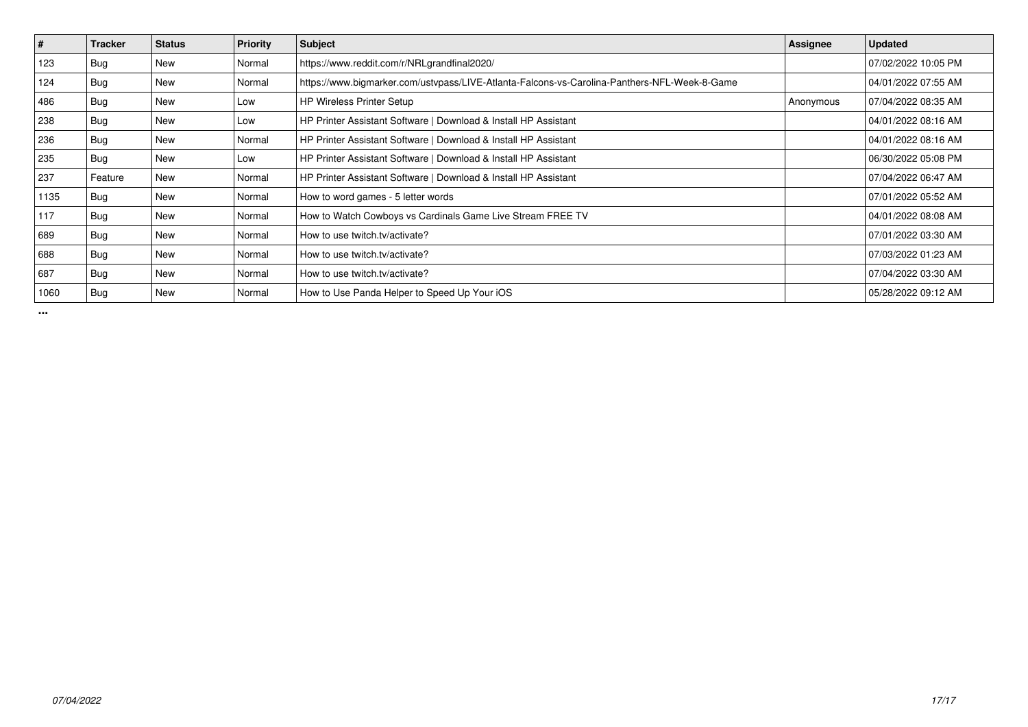| # | Tracker | Status | Priority | Subject | Assignee | Updated |
|---|---|---|---|---|---|---|
| 123 | Bug | New | Normal | https://www.reddit.com/r/NRLgrandfinal2020/ | | 07/02/2022 10:05 PM |
| 124 | Bug | New | Normal | https://www.bigmarker.com/ustvpass/LIVE-Atlanta-Falcons-vs-Carolina-Panthers-NFL-Week-8-Game | | 04/01/2022 07:55 AM |
| 486 | Bug | New | Low | HP Wireless Printer Setup | Anonymous | 07/04/2022 08:35 AM |
| 238 | Bug | New | Low | HP Printer Assistant Software \| Download & Install HP Assistant | | 04/01/2022 08:16 AM |
| 236 | Bug | New | Normal | HP Printer Assistant Software \| Download & Install HP Assistant | | 04/01/2022 08:16 AM |
| 235 | Bug | New | Low | HP Printer Assistant Software \| Download & Install HP Assistant | | 06/30/2022 05:08 PM |
| 237 | Feature | New | Normal | HP Printer Assistant Software \| Download & Install HP Assistant | | 07/04/2022 06:47 AM |
| 1135 | Bug | New | Normal | How to word games - 5 letter words | | 07/01/2022 05:52 AM |
| 117 | Bug | New | Normal | How to Watch Cowboys vs Cardinals Game Live Stream FREE TV | | 04/01/2022 08:08 AM |
| 689 | Bug | New | Normal | How to use twitch.tv/activate? | | 07/01/2022 03:30 AM |
| 688 | Bug | New | Normal | How to use twitch.tv/activate? | | 07/03/2022 01:23 AM |
| 687 | Bug | New | Normal | How to use twitch.tv/activate? | | 07/04/2022 03:30 AM |
| 1060 | Bug | New | Normal | How to Use Panda Helper to Speed Up Your iOS | | 05/28/2022 09:12 AM |

...